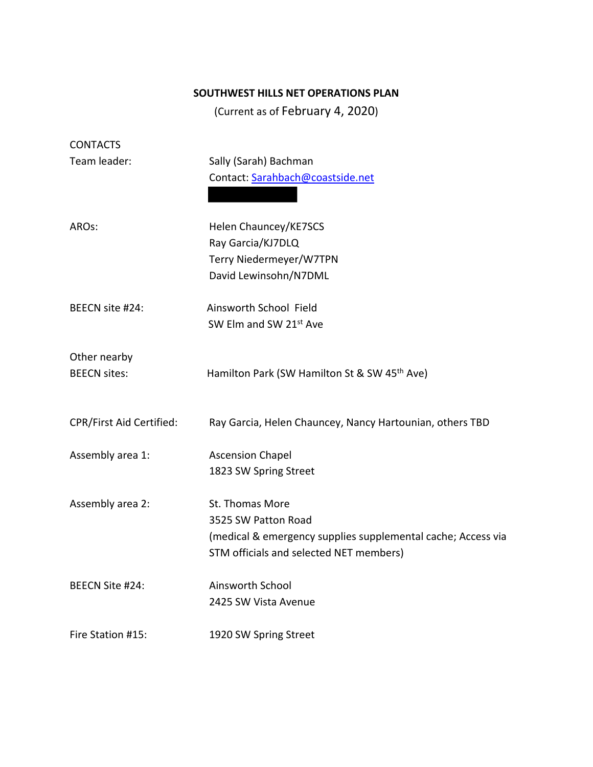**SOUTHWEST HILLS NET OPERATIONS PLAN**

(Current as of February 4, 2020)

CONTACTS

| | |
|---|---|
| Team leader: | Sally (Sarah) Bachman<br>Contact: Sarahbach@coastside.net |
| AROs: | Helen Chauncey/KE7SCS<br>Ray Garcia/KJ7DLQ<br>Terry Niedermeyer/W7TPN<br>David Lewinsohn/N7DML |
| BEECN site #24: | Ainsworth School Field<br>SW Elm and SW 21st Ave |
| Other nearby BEECN sites: | Hamilton Park (SW Hamilton St & SW 45th Ave) |
| CPR/First Aid Certified: | Ray Garcia, Helen Chauncey, Nancy Hartounian, others TBD |
| Assembly area 1: | Ascension Chapel<br>1823 SW Spring Street |
| Assembly area 2: | St. Thomas More<br>3525 SW Patton Road<br>(medical & emergency supplies supplemental cache; Access via STM officials and selected NET members) |
| BEECN Site #24: | Ainsworth School<br>2425 SW Vista Avenue |
| Fire Station #15: | 1920 SW Spring Street |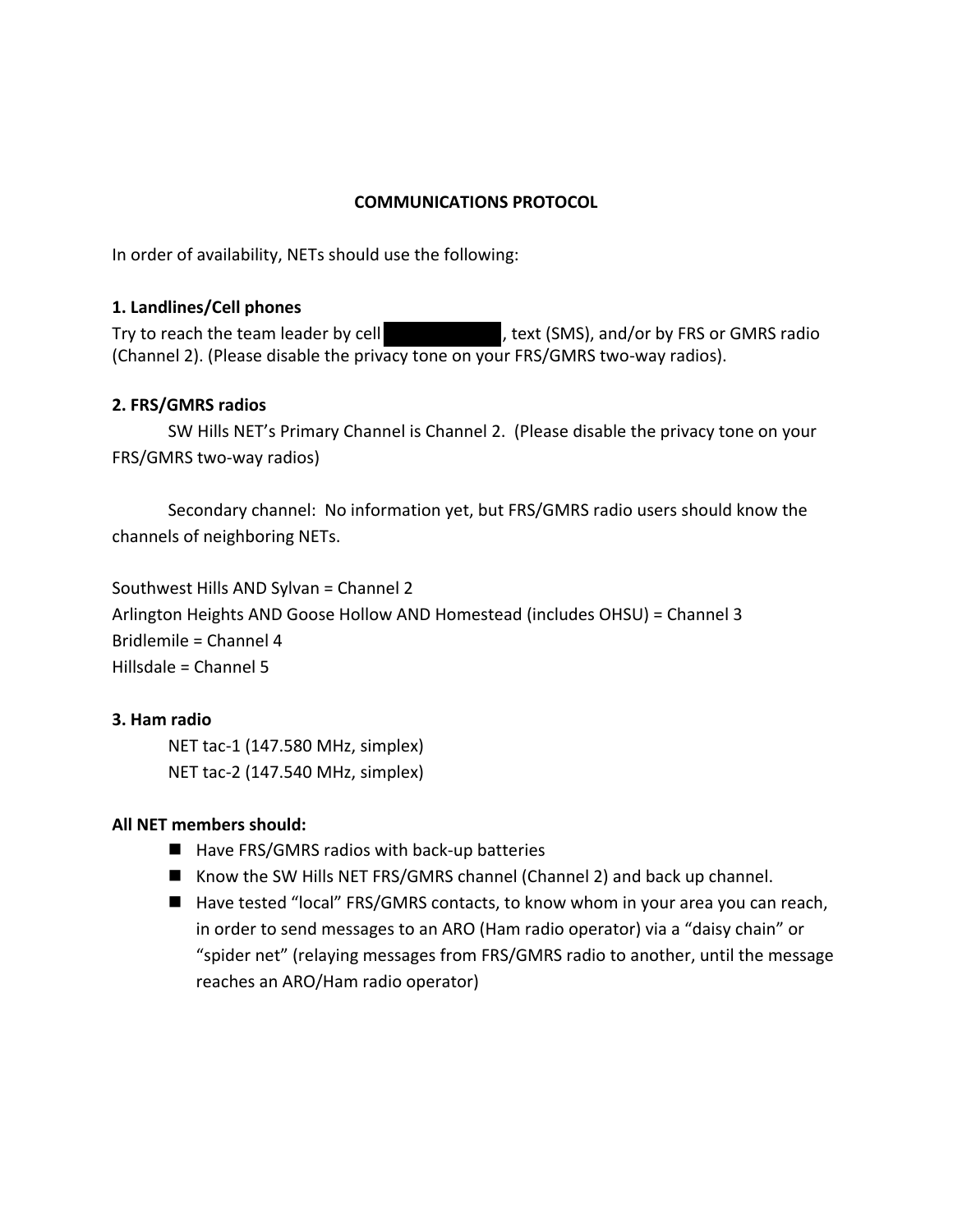# COMMUNICATIONS PROTOCOL

In order of availability, NETs should use the following:

**1. Landlines/Cell phones**

Try to reach the team leader by cell [REDACTED], text (SMS), and/or by FRS or GMRS radio (Channel 2). (Please disable the privacy tone on your FRS/GMRS two-way radios).

**2. FRS/GMRS radios**

SW Hills NET's Primary Channel is Channel 2. (Please disable the privacy tone on your FRS/GMRS two-way radios)

Secondary channel: No information yet, but FRS/GMRS radio users should know the channels of neighboring NETs.

Southwest Hills AND Sylvan = Channel 2
Arlington Heights AND Goose Hollow AND Homestead (includes OHSU) = Channel 3
Bridlemile = Channel 4
Hillsdale = Channel 5

**3. Ham radio**

NET tac-1 (147.580 MHz, simplex)
NET tac-2 (147.540 MHz, simplex)

**All NET members should:**

- Have FRS/GMRS radios with back-up batteries
- Know the SW Hills NET FRS/GMRS channel (Channel 2) and back up channel.
- Have tested "local" FRS/GMRS contacts, to know whom in your area you can reach, in order to send messages to an ARO (Ham radio operator) via a "daisy chain" or "spider net" (relaying messages from FRS/GMRS radio to another, until the message reaches an ARO/Ham radio operator)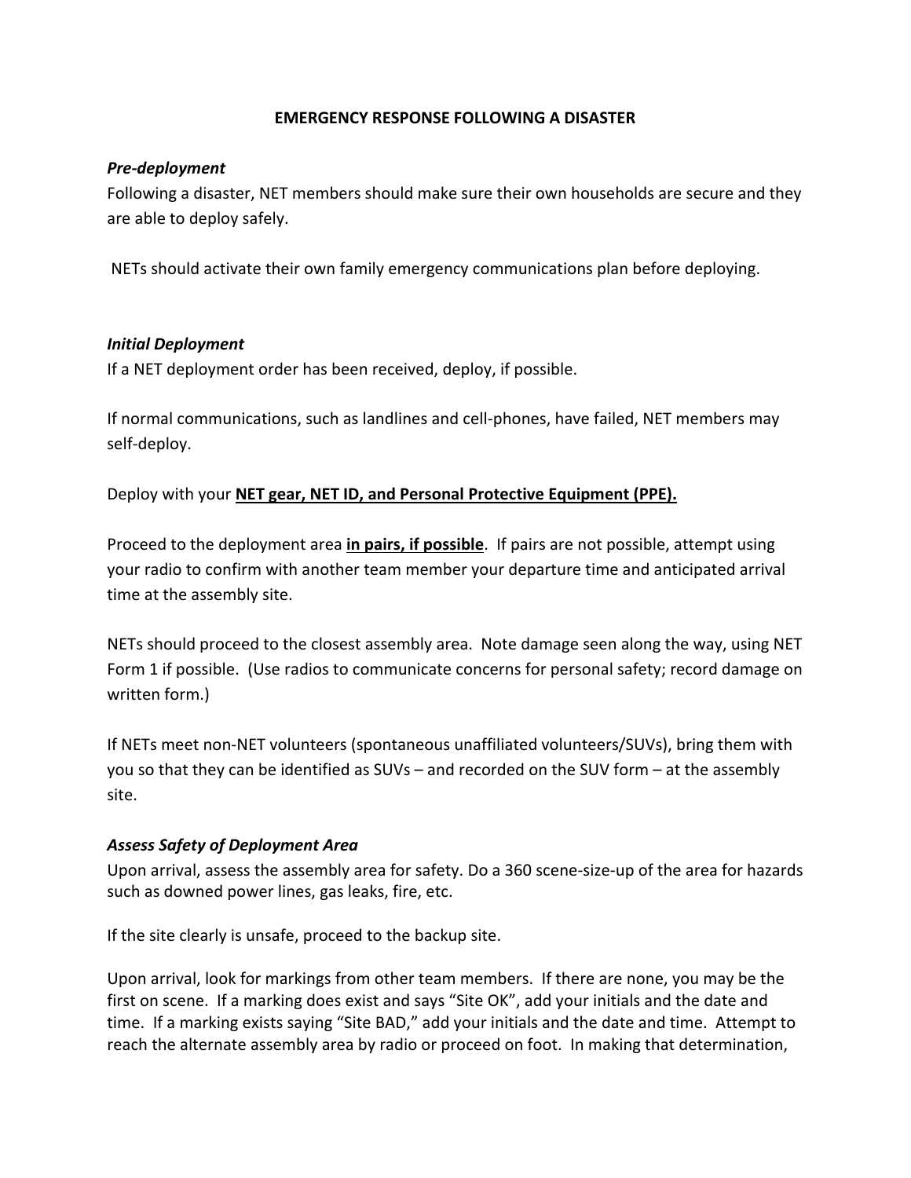# EMERGENCY RESPONSE FOLLOWING A DISASTER

### *Pre-deployment*

Following a disaster, NET members should make sure their own households are secure and they are able to deploy safely.

NETs should activate their own family emergency communications plan before deploying.

### *Initial Deployment*

If a NET deployment order has been received, deploy, if possible.

If normal communications, such as landlines and cell-phones, have failed, NET members may self-deploy.

Deploy with your **<u>NET gear, NET ID, and Personal Protective Equipment (PPE).</u>**

Proceed to the deployment area **<u>in pairs, if possible</u>**. If pairs are not possible, attempt using your radio to confirm with another team member your departure time and anticipated arrival time at the assembly site.

NETs should proceed to the closest assembly area. Note damage seen along the way, using NET Form 1 if possible. (Use radios to communicate concerns for personal safety; record damage on written form.)

If NETs meet non-NET volunteers (spontaneous unaffiliated volunteers/SUVs), bring them with you so that they can be identified as SUVs – and recorded on the SUV form – at the assembly site.

### *Assess Safety of Deployment Area*

Upon arrival, assess the assembly area for safety. Do a 360 scene-size-up of the area for hazards such as downed power lines, gas leaks, fire, etc.

If the site clearly is unsafe, proceed to the backup site.

Upon arrival, look for markings from other team members. If there are none, you may be the first on scene. If a marking does exist and says "Site OK", add your initials and the date and time. If a marking exists saying "Site BAD," add your initials and the date and time. Attempt to reach the alternate assembly area by radio or proceed on foot. In making that determination,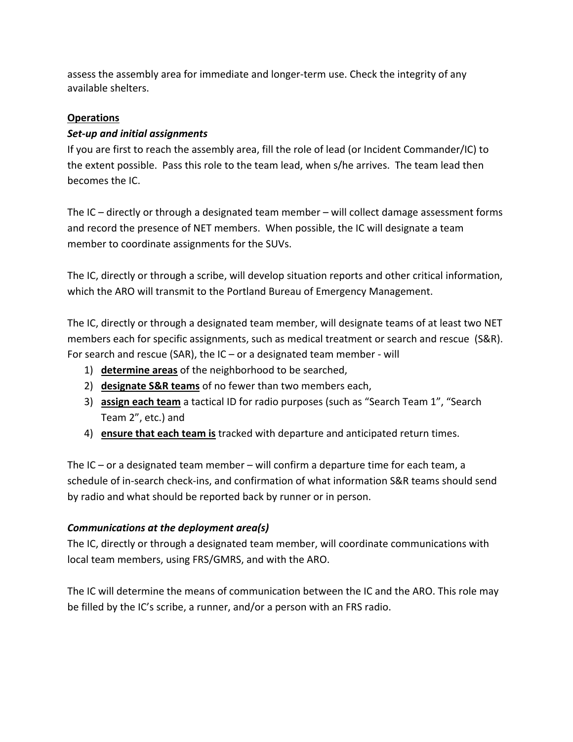assess the assembly area for immediate and longer-term use. Check the integrity of any available shelters.

<u>**Operations**</u>

***Set-up and initial assignments***

If you are first to reach the assembly area, fill the role of lead (or Incident Commander/IC) to the extent possible. Pass this role to the team lead, when s/he arrives. The team lead then becomes the IC.

The IC – directly or through a designated team member – will collect damage assessment forms and record the presence of NET members. When possible, the IC will designate a team member to coordinate assignments for the SUVs.

The IC, directly or through a scribe, will develop situation reports and other critical information, which the ARO will transmit to the Portland Bureau of Emergency Management.

The IC, directly or through a designated team member, will designate teams of at least two NET members each for specific assignments, such as medical treatment or search and rescue (S&R). For search and rescue (SAR), the IC – or a designated team member - will

1) <u>**determine areas**</u> of the neighborhood to be searched,
2) <u>**designate S&R teams**</u> of no fewer than two members each,
3) <u>**assign each team**</u> a tactical ID for radio purposes (such as "Search Team 1", "Search Team 2", etc.) and
4) <u>**ensure that each team is**</u> tracked with departure and anticipated return times.

The IC – or a designated team member – will confirm a departure time for each team, a schedule of in-search check-ins, and confirmation of what information S&R teams should send by radio and what should be reported back by runner or in person.

***Communications at the deployment area(s)***

The IC, directly or through a designated team member, will coordinate communications with local team members, using FRS/GMRS, and with the ARO.

The IC will determine the means of communication between the IC and the ARO. This role may be filled by the IC's scribe, a runner, and/or a person with an FRS radio.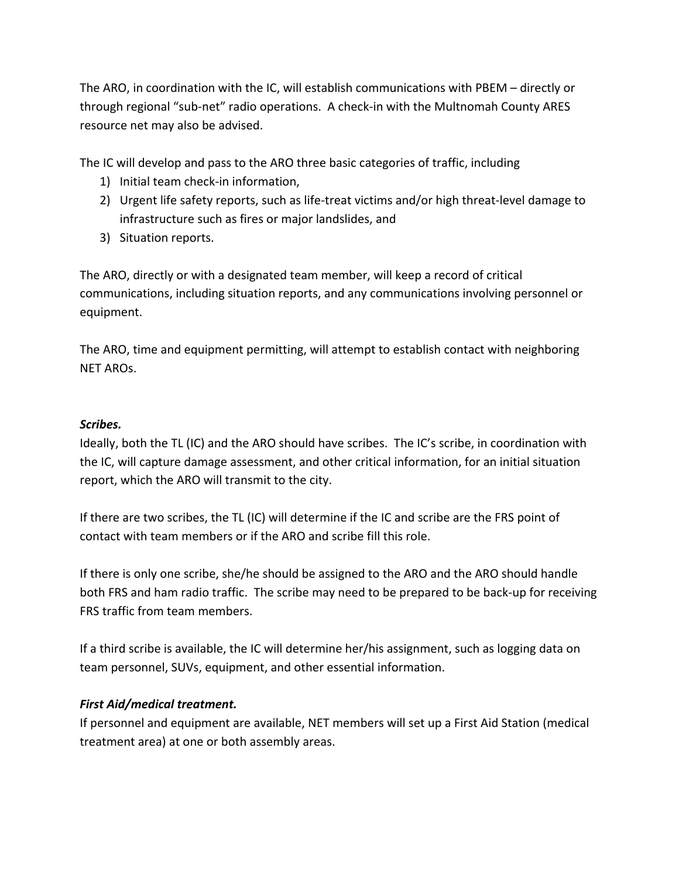The ARO, in coordination with the IC, will establish communications with PBEM – directly or through regional "sub-net" radio operations. A check-in with the Multnomah County ARES resource net may also be advised.

The IC will develop and pass to the ARO three basic categories of traffic, including

1) Initial team check-in information,
2) Urgent life safety reports, such as life-treat victims and/or high threat-level damage to infrastructure such as fires or major landslides, and
3) Situation reports.

The ARO, directly or with a designated team member, will keep a record of critical communications, including situation reports, and any communications involving personnel or equipment.

The ARO, time and equipment permitting, will attempt to establish contact with neighboring NET AROs.

***Scribes.***

Ideally, both the TL (IC) and the ARO should have scribes. The IC's scribe, in coordination with the IC, will capture damage assessment, and other critical information, for an initial situation report, which the ARO will transmit to the city.

If there are two scribes, the TL (IC) will determine if the IC and scribe are the FRS point of contact with team members or if the ARO and scribe fill this role.

If there is only one scribe, she/he should be assigned to the ARO and the ARO should handle both FRS and ham radio traffic. The scribe may need to be prepared to be back-up for receiving FRS traffic from team members.

If a third scribe is available, the IC will determine her/his assignment, such as logging data on team personnel, SUVs, equipment, and other essential information.

***First Aid/medical treatment.***

If personnel and equipment are available, NET members will set up a First Aid Station (medical treatment area) at one or both assembly areas.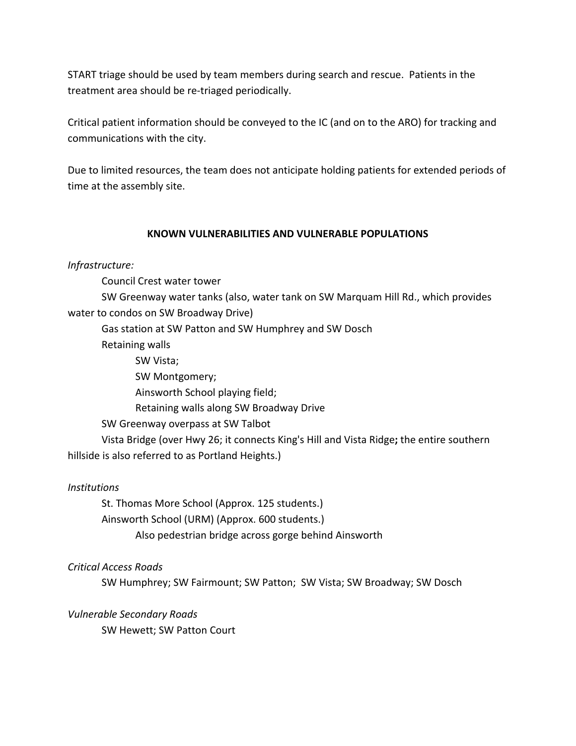START triage should be used by team members during search and rescue. Patients in the treatment area should be re-triaged periodically.

Critical patient information should be conveyed to the IC (and on to the ARO) for tracking and communications with the city.

Due to limited resources, the team does not anticipate holding patients for extended periods of time at the assembly site.

## KNOWN VULNERABILITIES AND VULNERABLE POPULATIONS

*Infrastructure:*

- Council Crest water tower
- SW Greenway water tanks (also, water tank on SW Marquam Hill Rd., which provides water to condos on SW Broadway Drive)
- Gas station at SW Patton and SW Humphrey and SW Dosch
- Retaining walls
  - SW Vista;
  - SW Montgomery;
  - Ainsworth School playing field;
  - Retaining walls along SW Broadway Drive
- SW Greenway overpass at SW Talbot
- Vista Bridge (over Hwy 26; it connects King's Hill and Vista Ridge**;** the entire southern hillside is also referred to as Portland Heights.)

*Institutions*

- St. Thomas More School (Approx. 125 students.)
- Ainsworth School (URM) (Approx. 600 students.)
  - Also pedestrian bridge across gorge behind Ainsworth

*Critical Access Roads*

SW Humphrey; SW Fairmount; SW Patton; SW Vista; SW Broadway; SW Dosch

*Vulnerable Secondary Roads*

SW Hewett; SW Patton Court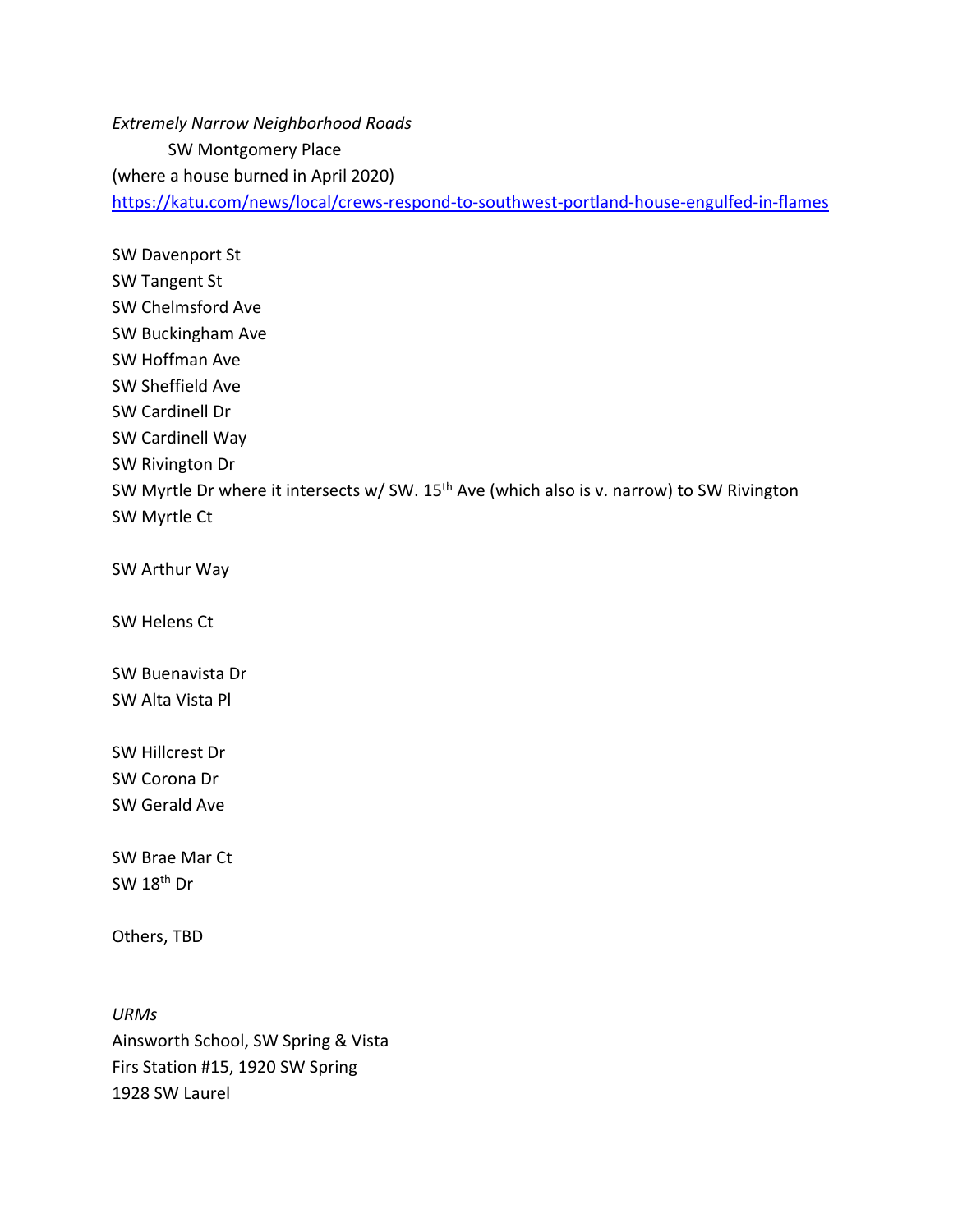*Extremely Narrow Neighborhood Roads*

SW Montgomery Place
(where a house burned in April 2020)
https://katu.com/news/local/crews-respond-to-southwest-portland-house-engulfed-in-flames

SW Davenport St
SW Tangent St
SW Chelmsford Ave
SW Buckingham Ave
SW Hoffman Ave
SW Sheffield Ave
SW Cardinell Dr
SW Cardinell Way
SW Rivington Dr
SW Myrtle Dr where it intersects w/ SW. 15th Ave (which also is v. narrow) to SW Rivington
SW Myrtle Ct

SW Arthur Way

SW Helens Ct

SW Buenavista Dr
SW Alta Vista Pl

SW Hillcrest Dr
SW Corona Dr
SW Gerald Ave

SW Brae Mar Ct
SW 18th Dr

Others, TBD

*URMs*
Ainsworth School, SW Spring & Vista
Firs Station #15, 1920 SW Spring
1928 SW Laurel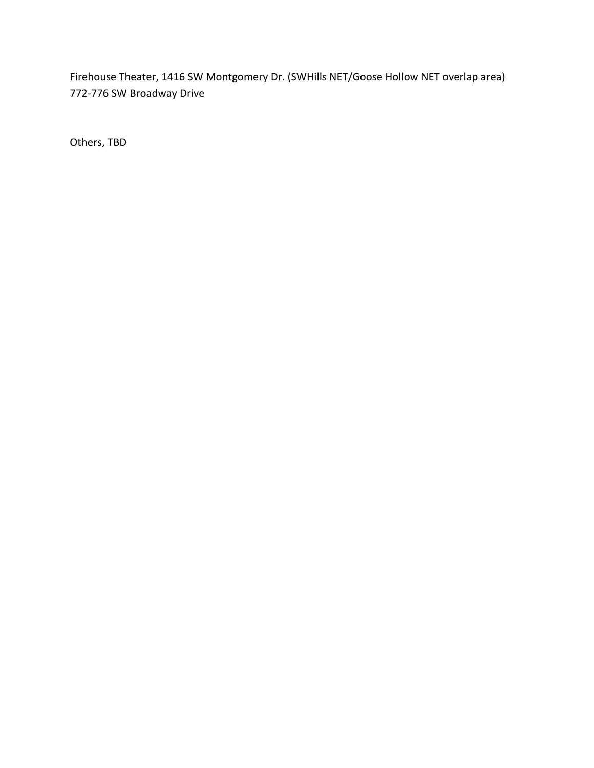Firehouse Theater, 1416 SW Montgomery Dr. (SWHills NET/Goose Hollow NET overlap area)
772-776 SW Broadway Drive

Others, TBD